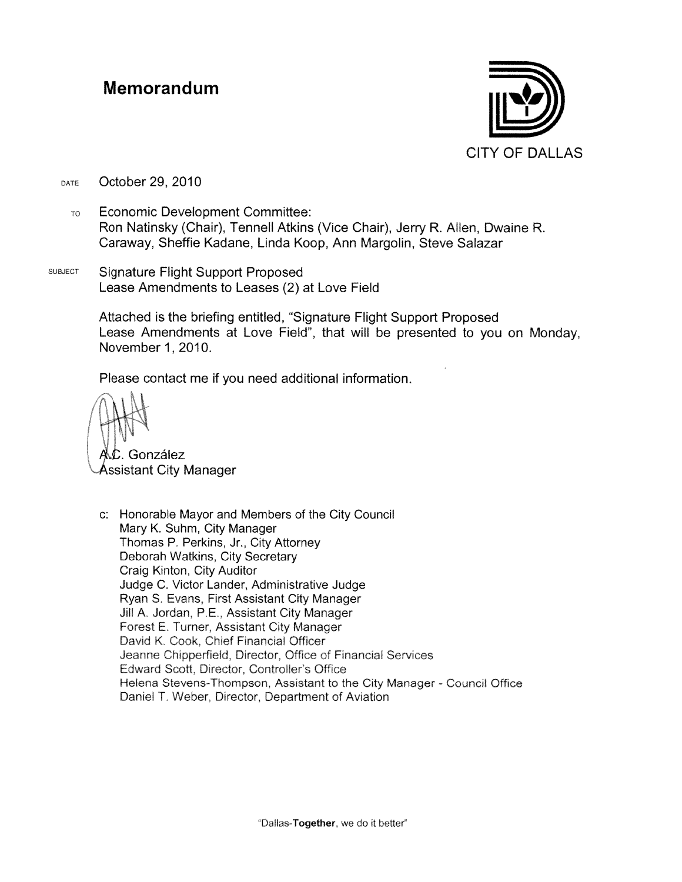# Memorandum

CITY OF DALLAS

DATE October 29, 2010

TO Economic Development Committee:
Ron Natinsky (Chair), Tennell Atkins (Vice Chair), Jerry R. Allen, Dwaine R. Caraway, Sheffie Kadane, Linda Koop, Ann Margolin, Steve Salazar

SUBJECT Signature Flight Support Proposed Lease Amendments to Leases (2) at Love Field

Attached is the briefing entitled, "Signature Flight Support Proposed Lease Amendments at Love Field", that will be presented to you on Monday, November 1, 2010.

Please contact me if you need additional information.

A.C. González
Assistant City Manager

c: Honorable Mayor and Members of the City Council
Mary K. Suhm, City Manager
Thomas P. Perkins, Jr., City Attorney
Deborah Watkins, City Secretary
Craig Kinton, City Auditor
Judge C. Victor Lander, Administrative Judge
Ryan S. Evans, First Assistant City Manager
Jill A. Jordan, P.E., Assistant City Manager
Forest E. Turner, Assistant City Manager
David K. Cook, Chief Financial Officer
Jeanne Chipperfield, Director, Office of Financial Services
Edward Scott, Director, Controller's Office
Helena Stevens-Thompson, Assistant to the City Manager - Council Office
Daniel T. Weber, Director, Department of Aviation

"Dallas-**Together**, we do it better"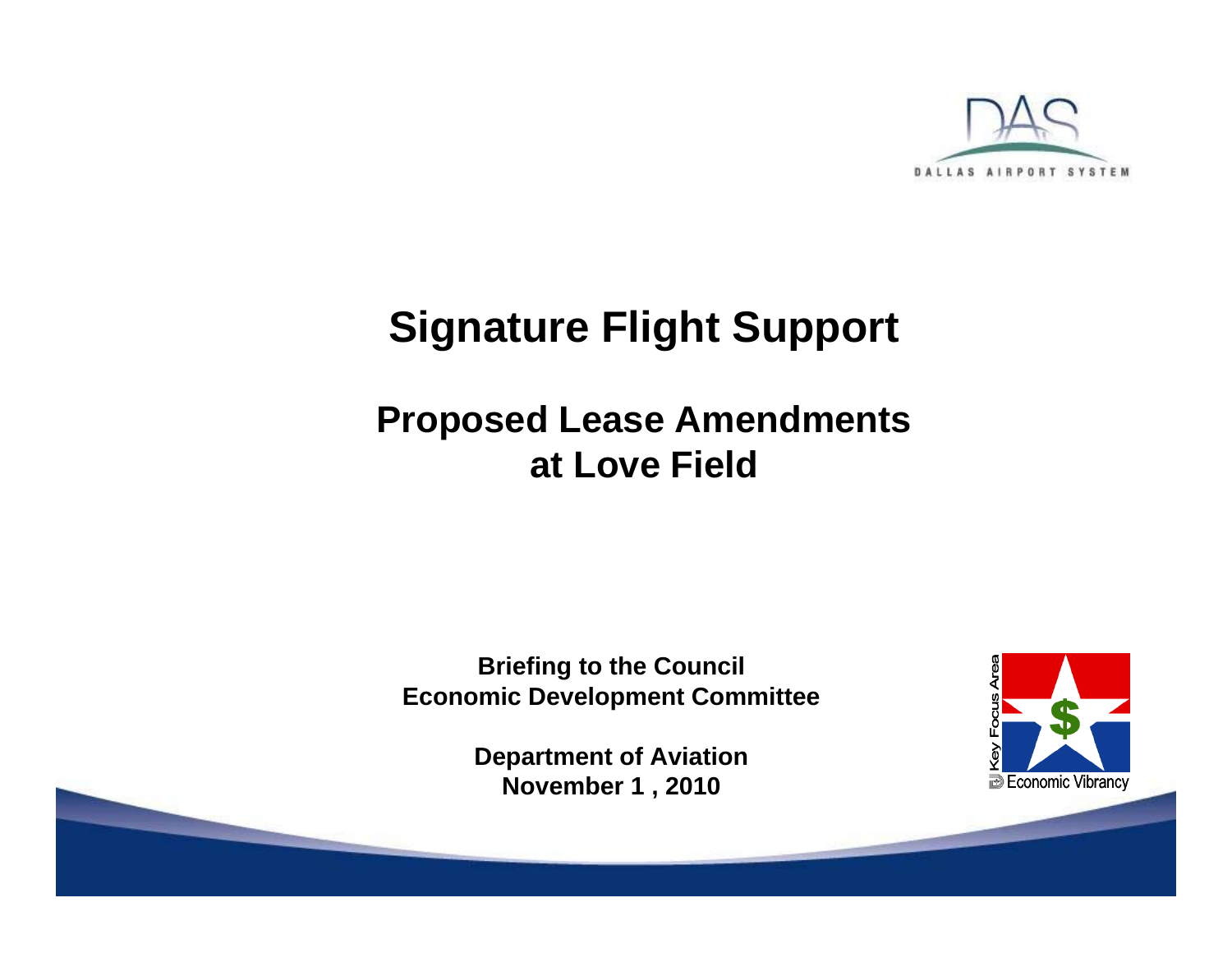# Signature Flight Support

## Proposed Lease Amendments at Love Field

**Briefing to the Council**
**Economic Development Committee**

**Department of Aviation**
**November 1 , 2010**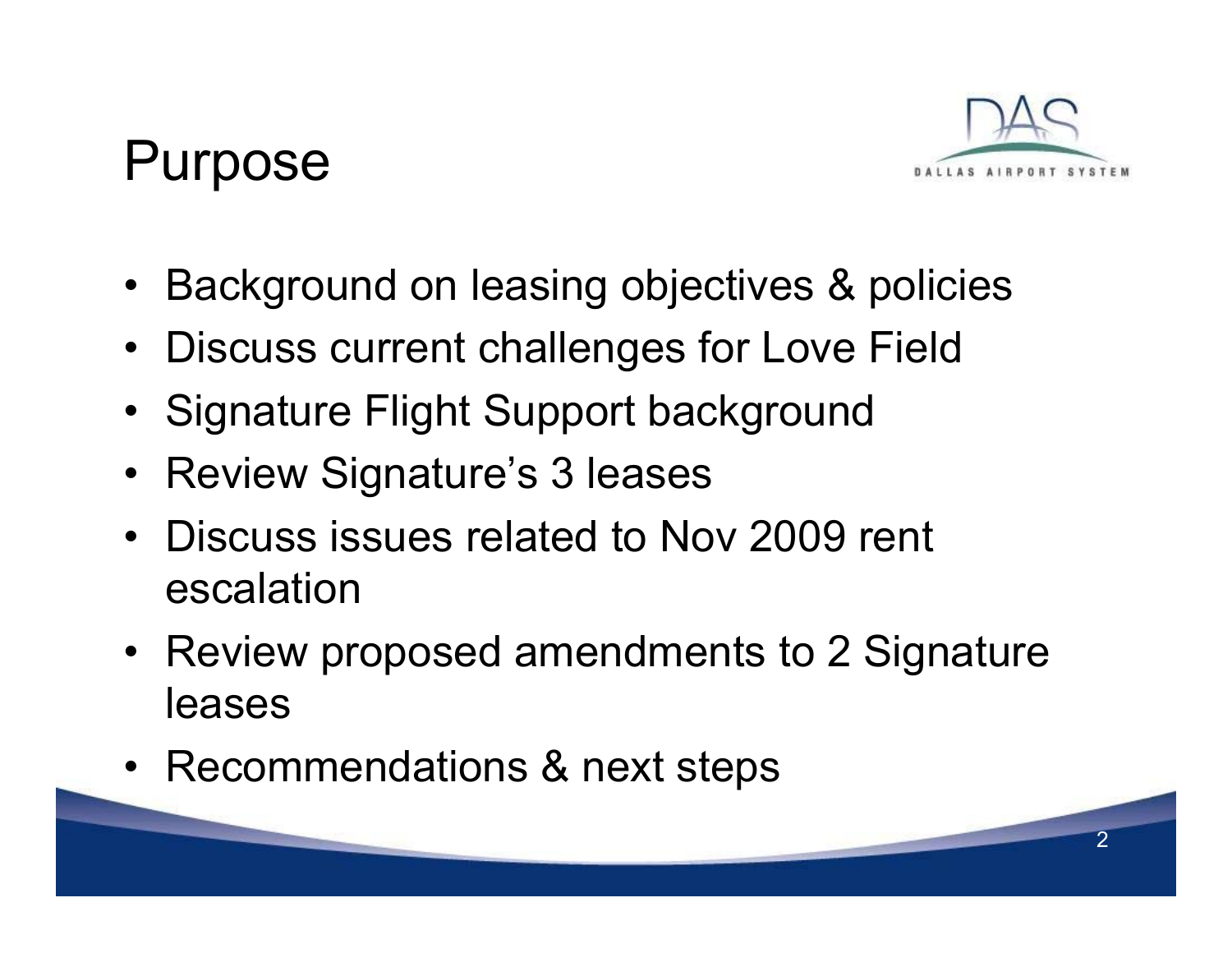# Purpose

- Background on leasing objectives & policies
- Discuss current challenges for Love Field
- Signature Flight Support background
- Review Signature's 3 leases
- Discuss issues related to Nov 2009 rent escalation
- Review proposed amendments to 2 Signature leases
- Recommendations & next steps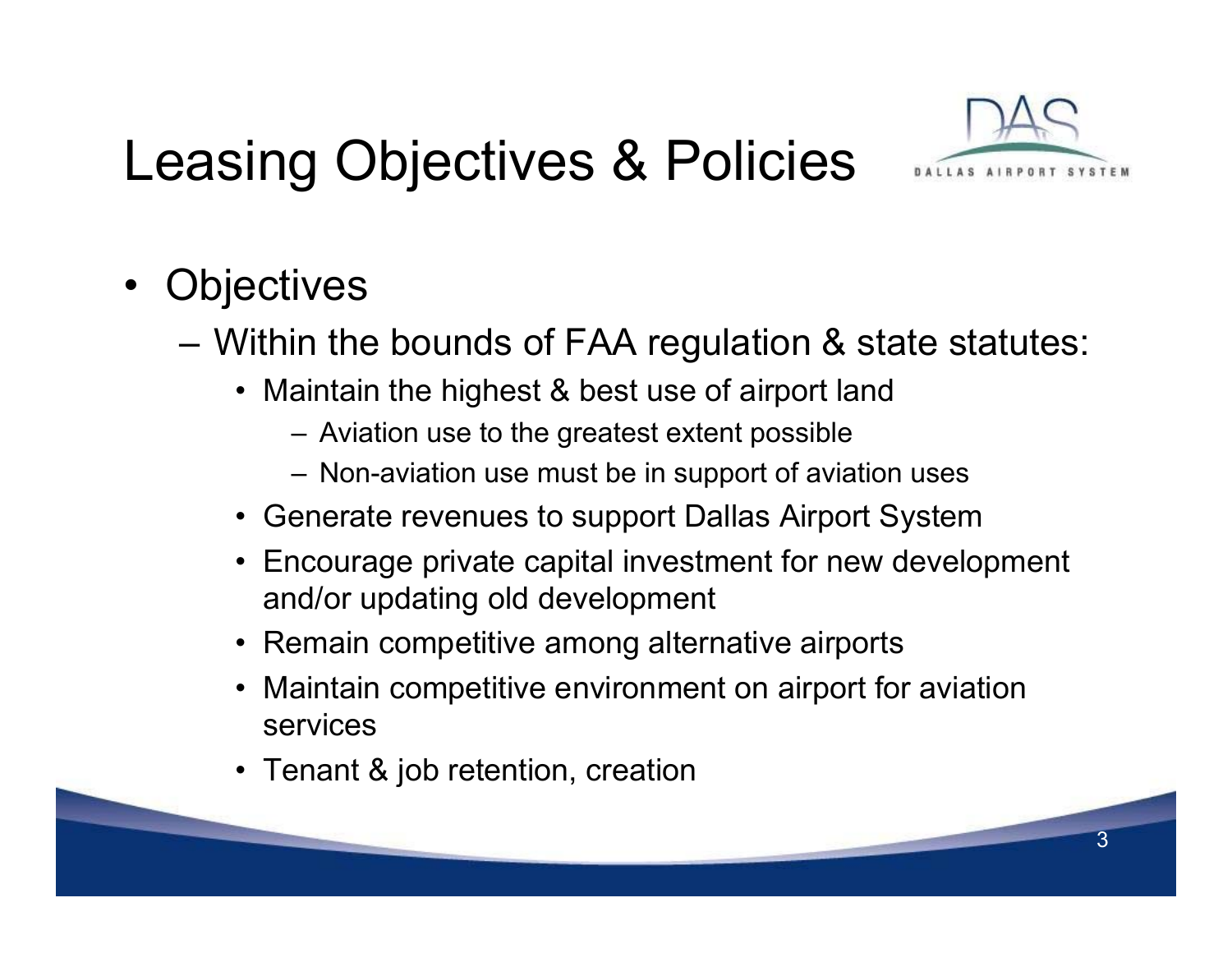# Leasing Objectives & Policies

- Objectives
  - Within the bounds of FAA regulation & state statutes:
    - Maintain the highest & best use of airport land
      - Aviation use to the greatest extent possible
      - Non-aviation use must be in support of aviation uses
    - Generate revenues to support Dallas Airport System
    - Encourage private capital investment for new development and/or updating old development
    - Remain competitive among alternative airports
    - Maintain competitive environment on airport for aviation services
    - Tenant & job retention, creation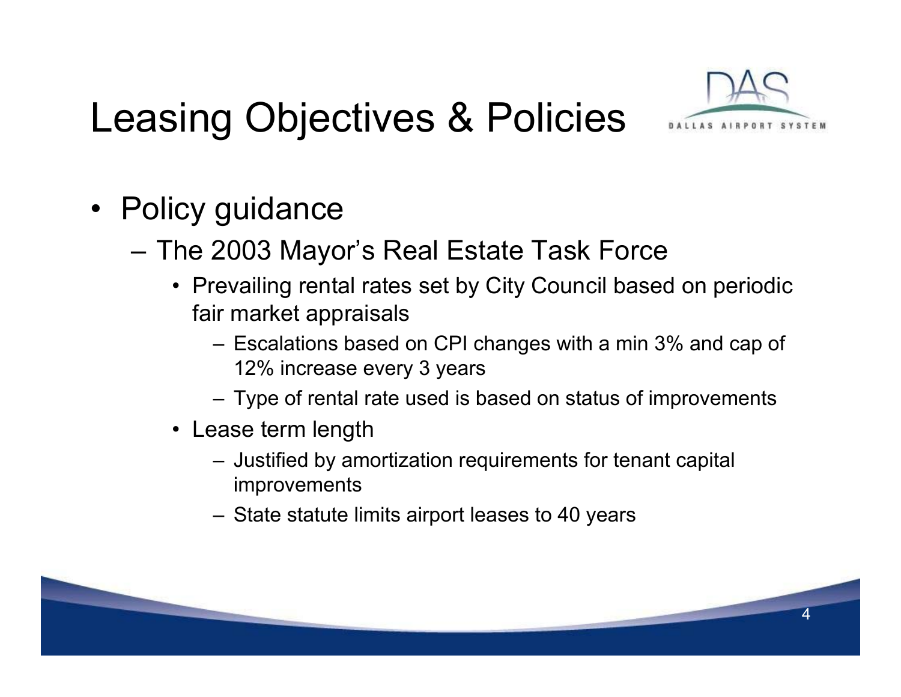# Leasing Objectives & Policies

- Policy guidance
  - The 2003 Mayor's Real Estate Task Force
    - Prevailing rental rates set by City Council based on periodic fair market appraisals
      - Escalations based on CPI changes with a min 3% and cap of 12% increase every 3 years
      - Type of rental rate used is based on status of improvements
    - Lease term length
      - Justified by amortization requirements for tenant capital improvements
      - State statute limits airport leases to 40 years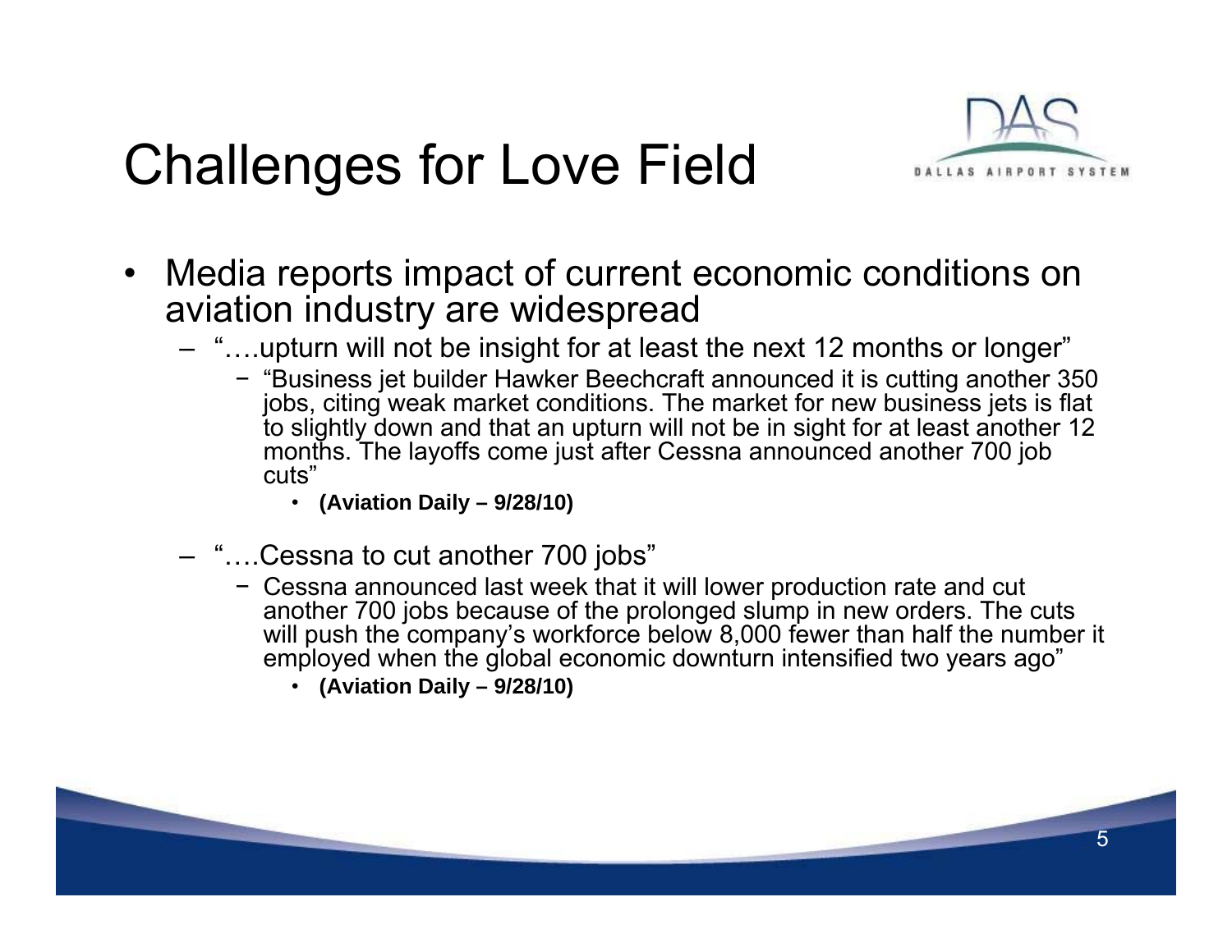# Challenges for Love Field

- Media reports impact of current economic conditions on aviation industry are widespread
  - "….upturn will not be insight for at least the next 12 months or longer"
    - "Business jet builder Hawker Beechcraft announced it is cutting another 350 jobs, citing weak market conditions. The market for new business jets is flat to slightly down and that an upturn will not be in sight for at least another 12 months. The layoffs come just after Cessna announced another 700 job cuts"
      - **(Aviation Daily – 9/28/10)**
  - "….Cessna to cut another 700 jobs"
    - Cessna announced last week that it will lower production rate and cut another 700 jobs because of the prolonged slump in new orders. The cuts will push the company's workforce below 8,000 fewer than half the number it employed when the global economic downturn intensified two years ago"
      - **(Aviation Daily – 9/28/10)**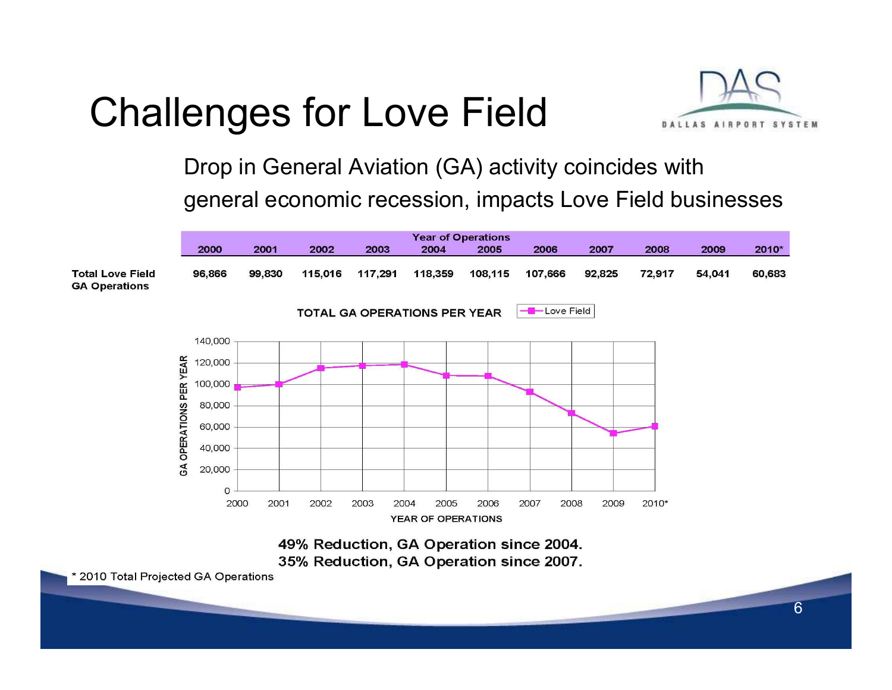# Challenges for Love Field

Drop in General Aviation (GA) activity coincides with general economic recession, impacts Love Field businesses

| | Year of Operations | | | | | | | | | | |
|---|---|---|---|---|---|---|---|---|---|---|---|
| | 2000 | 2001 | 2002 | 2003 | 2004 | 2005 | 2006 | 2007 | 2008 | 2009 | 2010* |
| **Total Love Field GA Operations** | 96,866 | 99,830 | 115,016 | 117,291 | 118,359 | 108,115 | 107,666 | 92,825 | 72,917 | 54,041 | 60,683 |

**49% Reduction, GA Operation since 2004.**
**35% Reduction, GA Operation since 2007.**

\* 2010 Total Projected GA Operations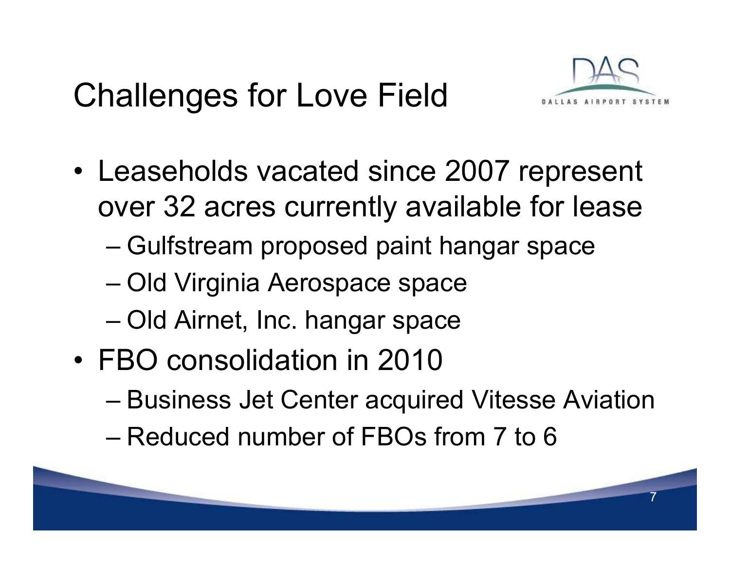# Challenges for Love Field

- Leaseholds vacated since 2007 represent over 32 acres currently available for lease
  - Gulfstream proposed paint hangar space
  - Old Virginia Aerospace space
  - Old Airnet, Inc. hangar space
- FBO consolidation in 2010
  - Business Jet Center acquired Vitesse Aviation
  - Reduced number of FBOs from 7 to 6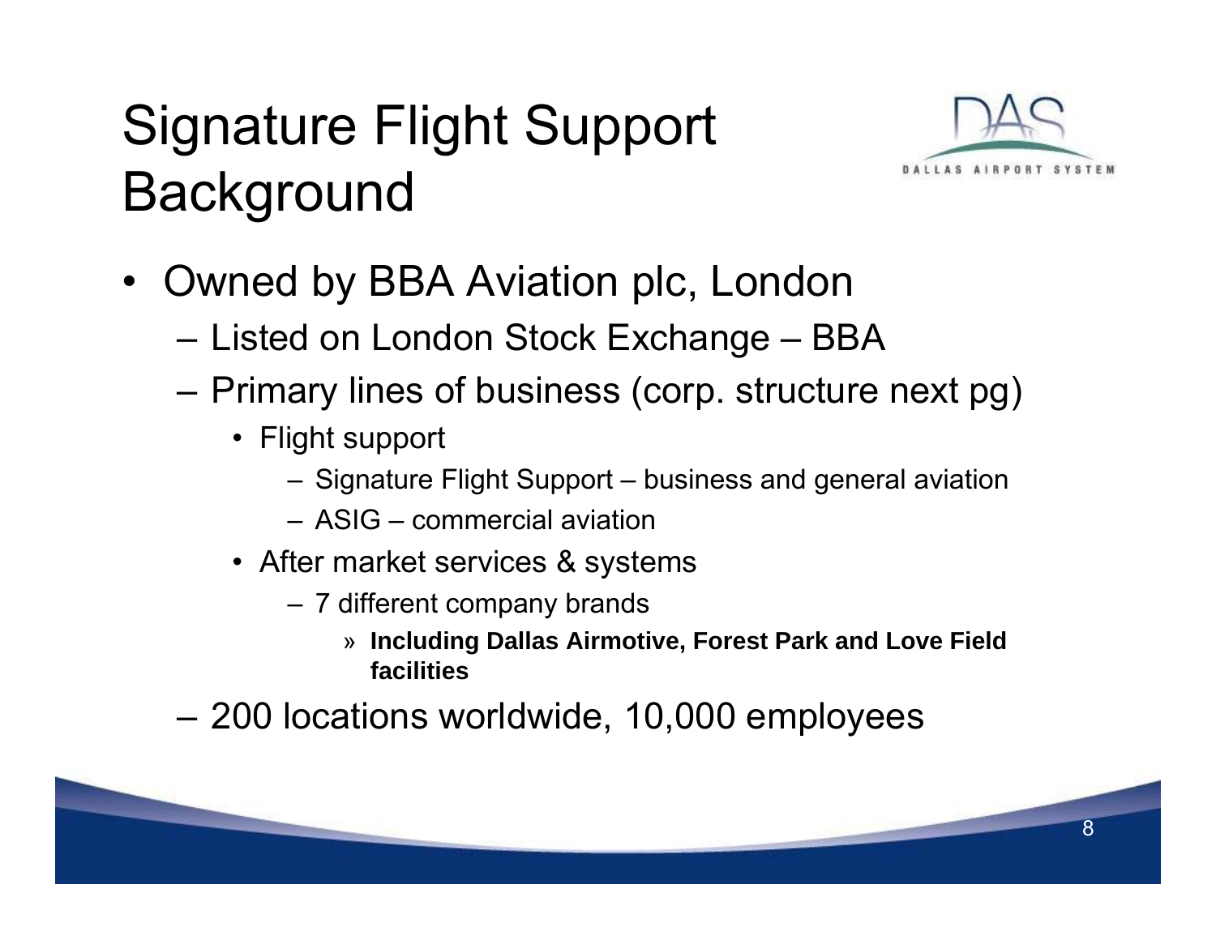# Signature Flight Support Background

- Owned by BBA Aviation plc, London
  - Listed on London Stock Exchange – BBA
  - Primary lines of business (corp. structure next pg)
    - Flight support
      - Signature Flight Support – business and general aviation
      - ASIG – commercial aviation
    - After market services & systems
      - 7 different company brands
        - **Including Dallas Airmotive, Forest Park and Love Field facilities**
  - 200 locations worldwide, 10,000 employees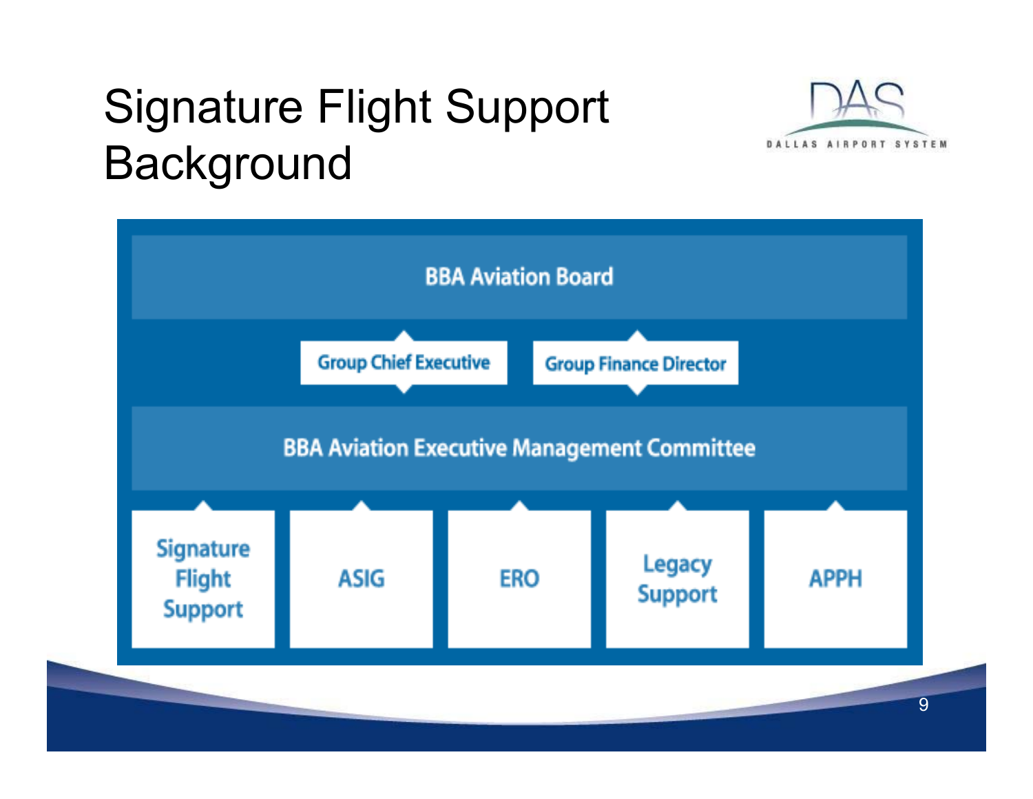# Signature Flight Support Background

**BBA Aviation Board**

- Group Chief Executive
- Group Finance Director

**BBA Aviation Executive Management Committee**

- Signature Flight Support
- ASIG
- ERO
- Legacy Support
- APPH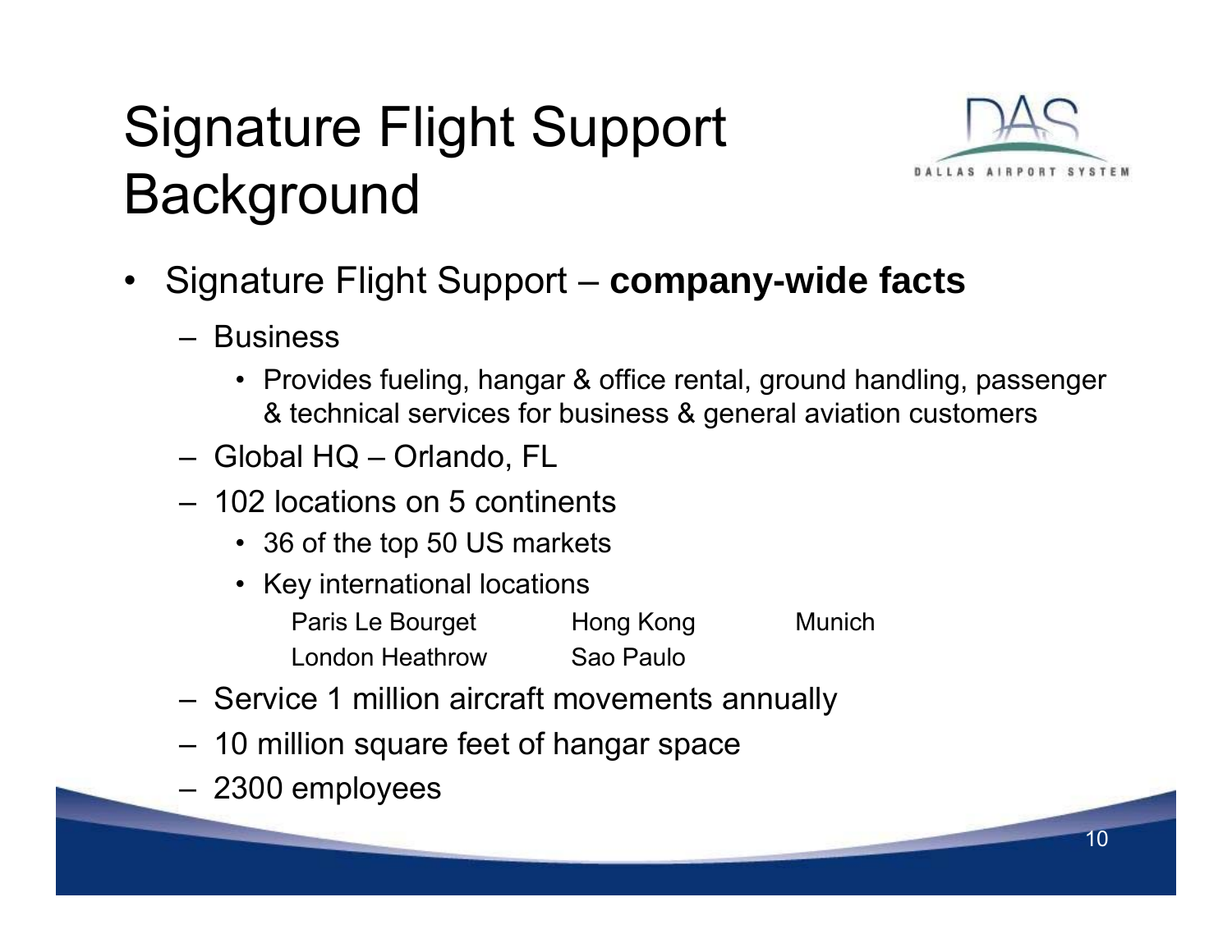# Signature Flight Support Background

- Signature Flight Support – **company-wide facts**
  - Business
    - Provides fueling, hangar & office rental, ground handling, passenger & technical services for business & general aviation customers
  - Global HQ – Orlando, FL
  - 102 locations on 5 continents
    - 36 of the top 50 US markets
    - Key international locations

      Paris Le Bourget, Hong Kong, Munich, London Heathrow, Sao Paulo
  - Service 1 million aircraft movements annually
  - 10 million square feet of hangar space
  - 2300 employees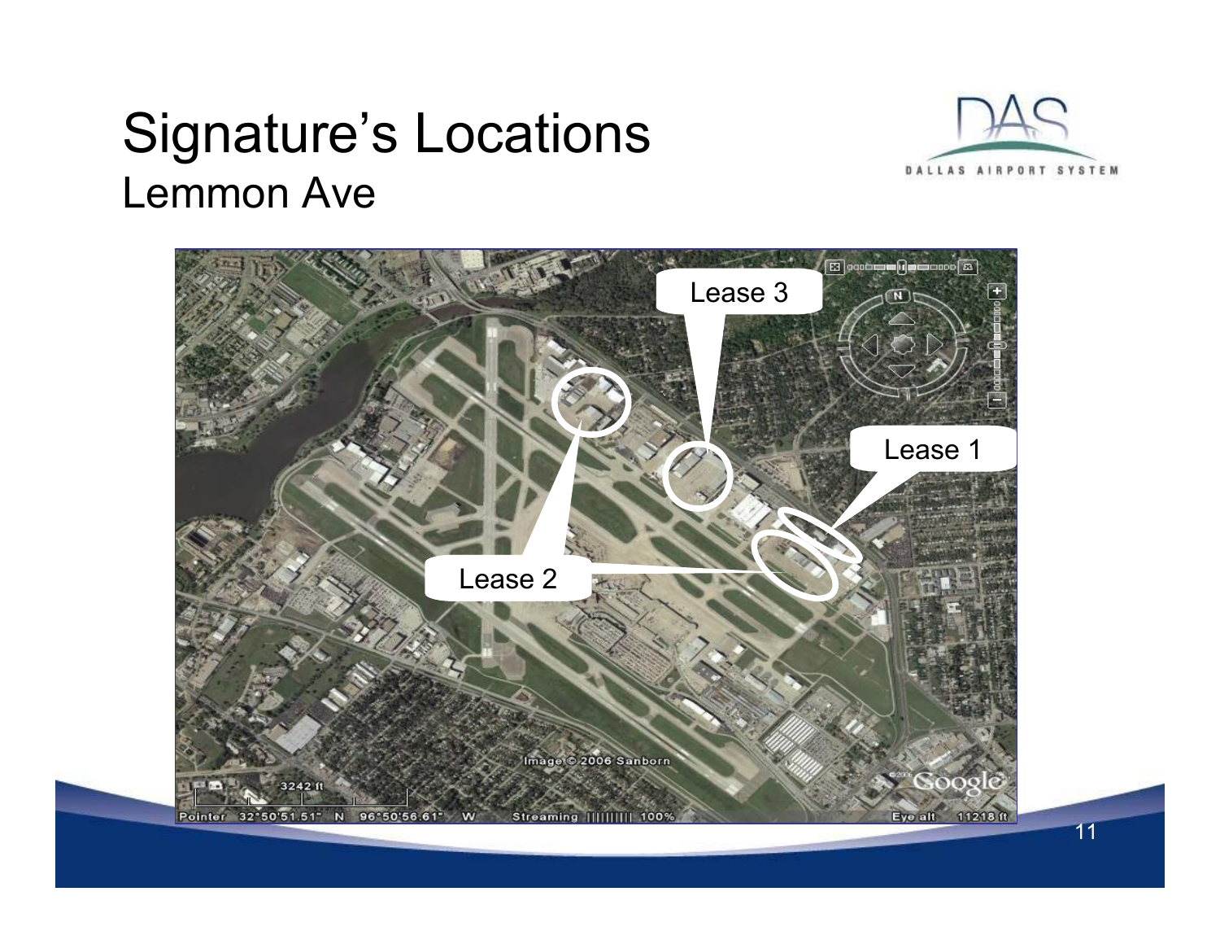# Signature's Locations

## Lemmon Ave

Lease 3

Lease 1

Lease 2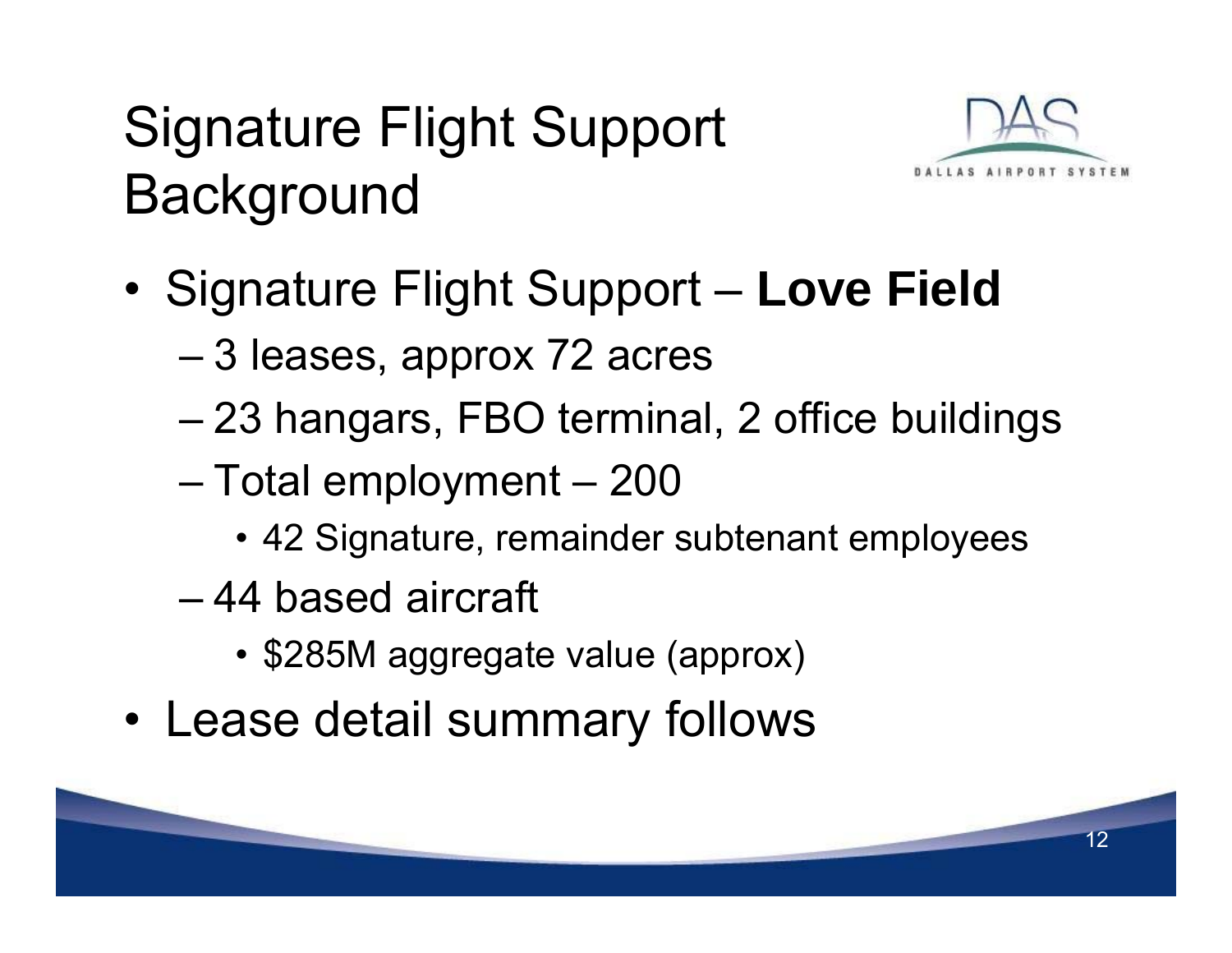# Signature Flight Support Background

- Signature Flight Support – **Love Field**
  - 3 leases, approx 72 acres
  - 23 hangars, FBO terminal, 2 office buildings
  - Total employment – 200
    - 42 Signature, remainder subtenant employees
  - 44 based aircraft
    - $285M aggregate value (approx)
- Lease detail summary follows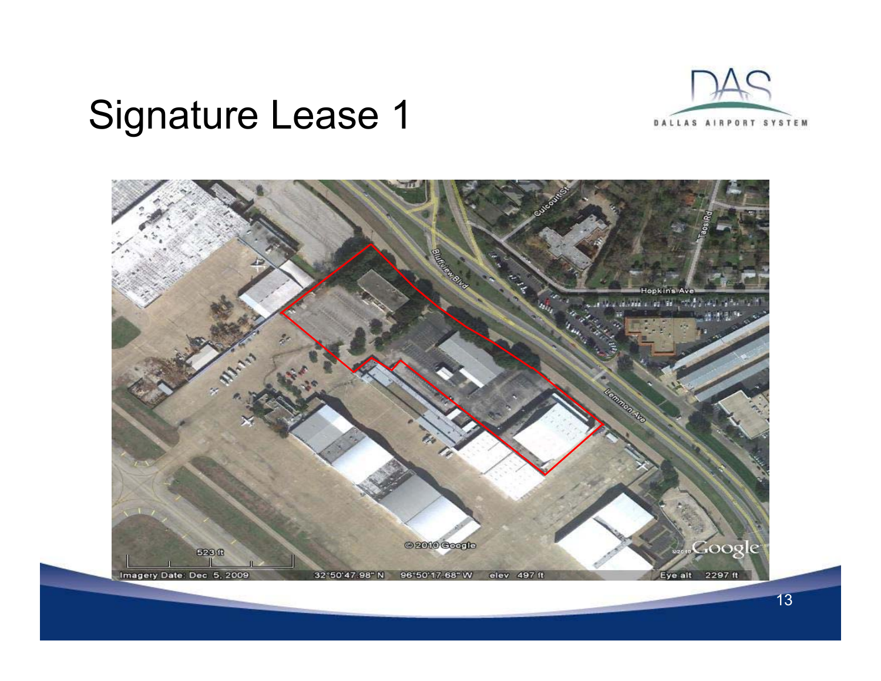# Signature Lease 1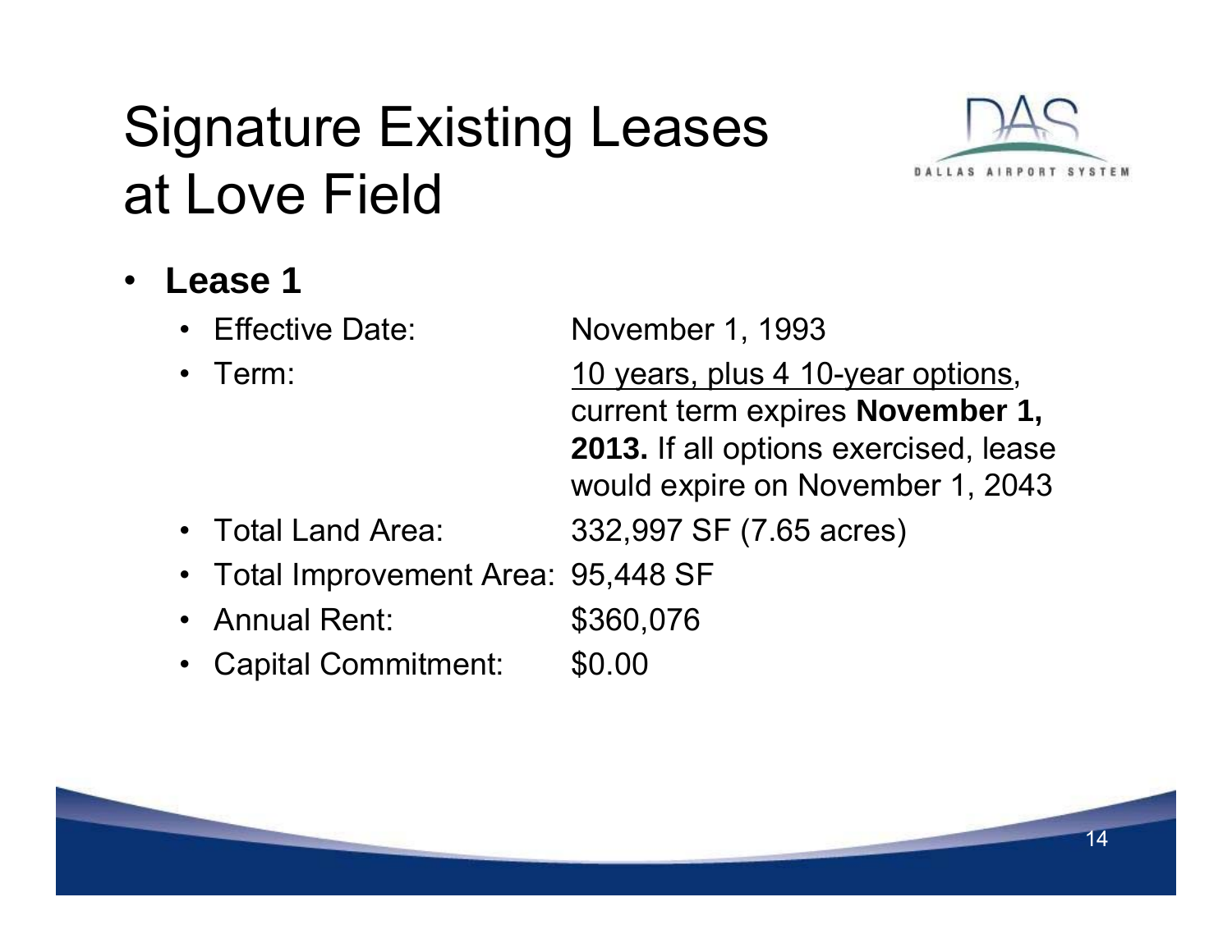# Signature Existing Leases at Love Field

- **Lease 1**
  - Effective Date: November 1, 1993
  - Term: 10 years, plus 4 10-year options, current term expires **November 1, 2013.** If all options exercised, lease would expire on November 1, 2043
  - Total Land Area: 332,997 SF (7.65 acres)
  - Total Improvement Area: 95,448 SF
  - Annual Rent: $360,076
  - Capital Commitment: $0.00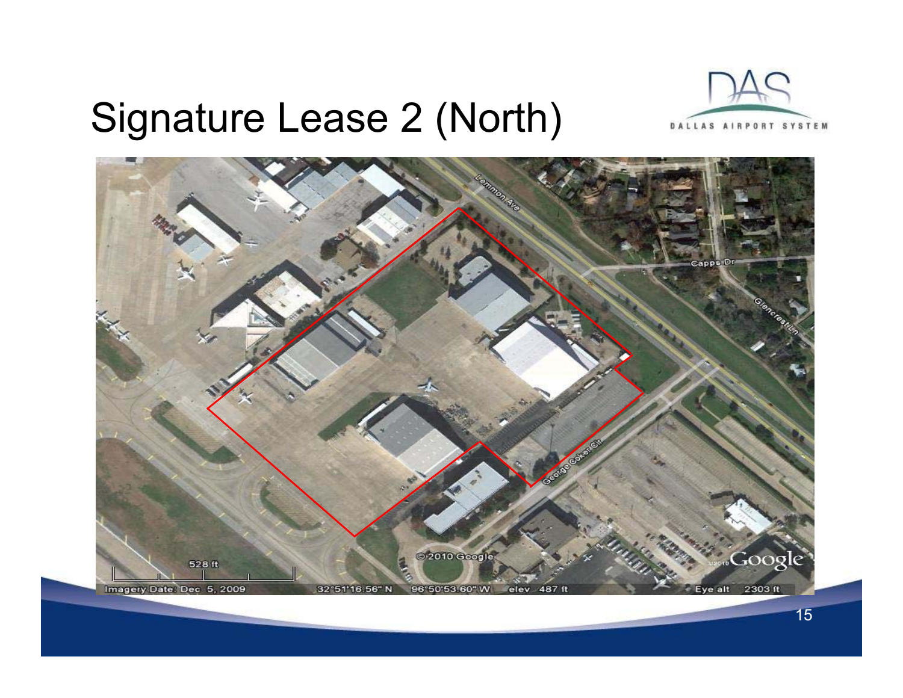# Signature Lease 2 (North)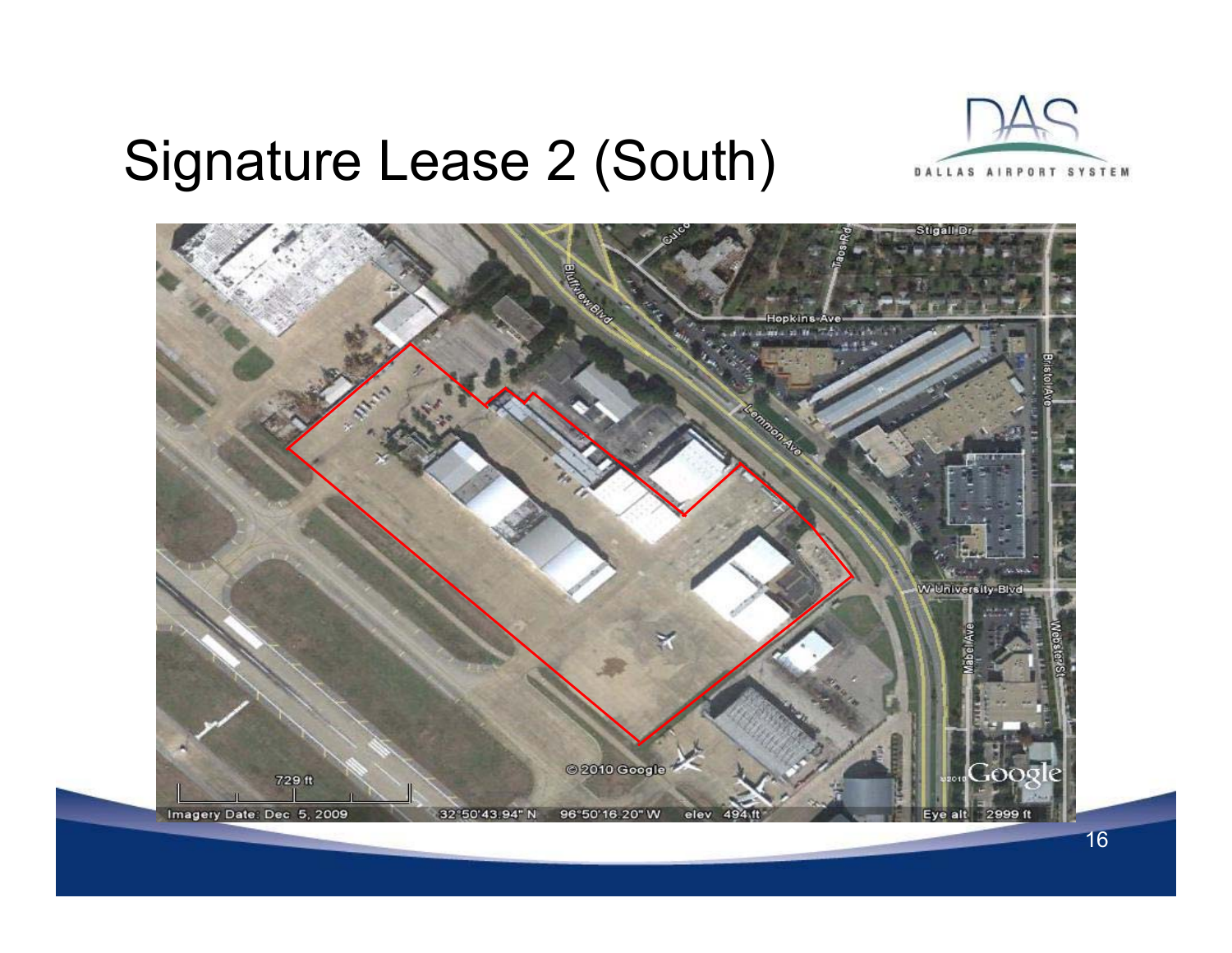# Signature Lease 2 (South)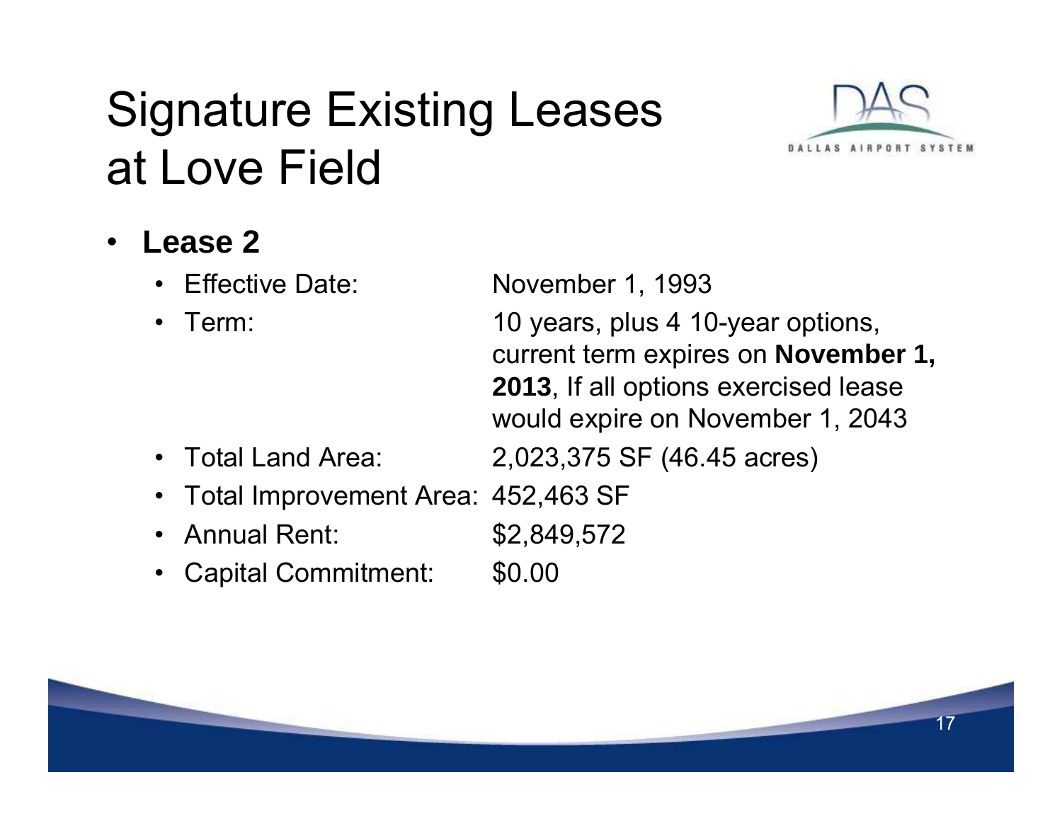# Signature Existing Leases at Love Field

- **Lease 2**
  - Effective Date: November 1, 1993
  - Term: 10 years, plus 4 10-year options, current term expires on **November 1, 2013**, If all options exercised lease would expire on November 1, 2043
  - Total Land Area: 2,023,375 SF (46.45 acres)
  - Total Improvement Area: 452,463 SF
  - Annual Rent: $2,849,572
  - Capital Commitment: $0.00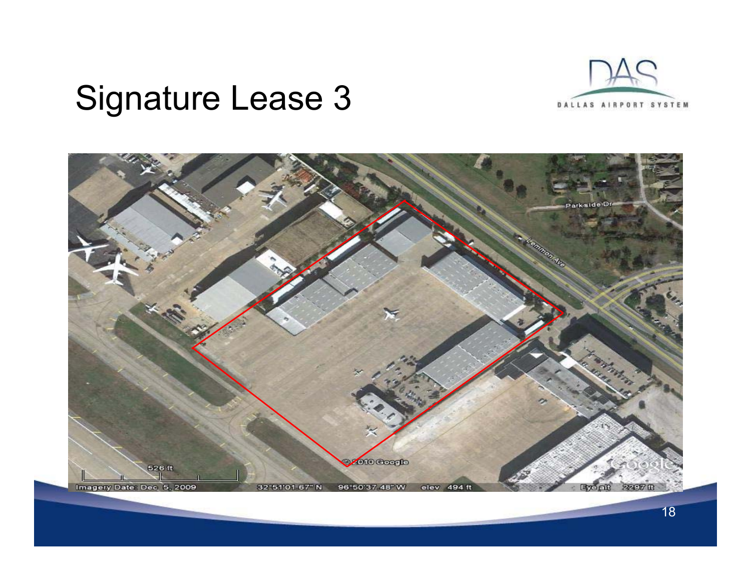# Signature Lease 3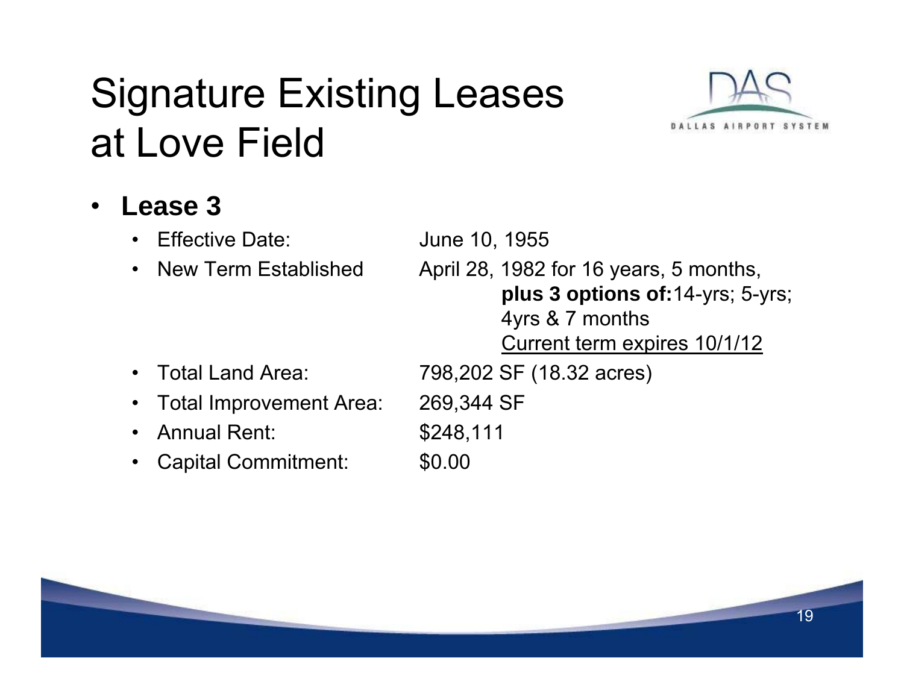# Signature Existing Leases at Love Field

- **Lease 3**
  - Effective Date: June 10, 1955
  - New Term Established: April 28, 1982 for 16 years, 5 months, **plus 3 options of:** 14-yrs; 5-yrs; 4yrs & 7 months
    Current term expires 10/1/12
  - Total Land Area: 798,202 SF (18.32 acres)
  - Total Improvement Area: 269,344 SF
  - Annual Rent: $248,111
  - Capital Commitment: $0.00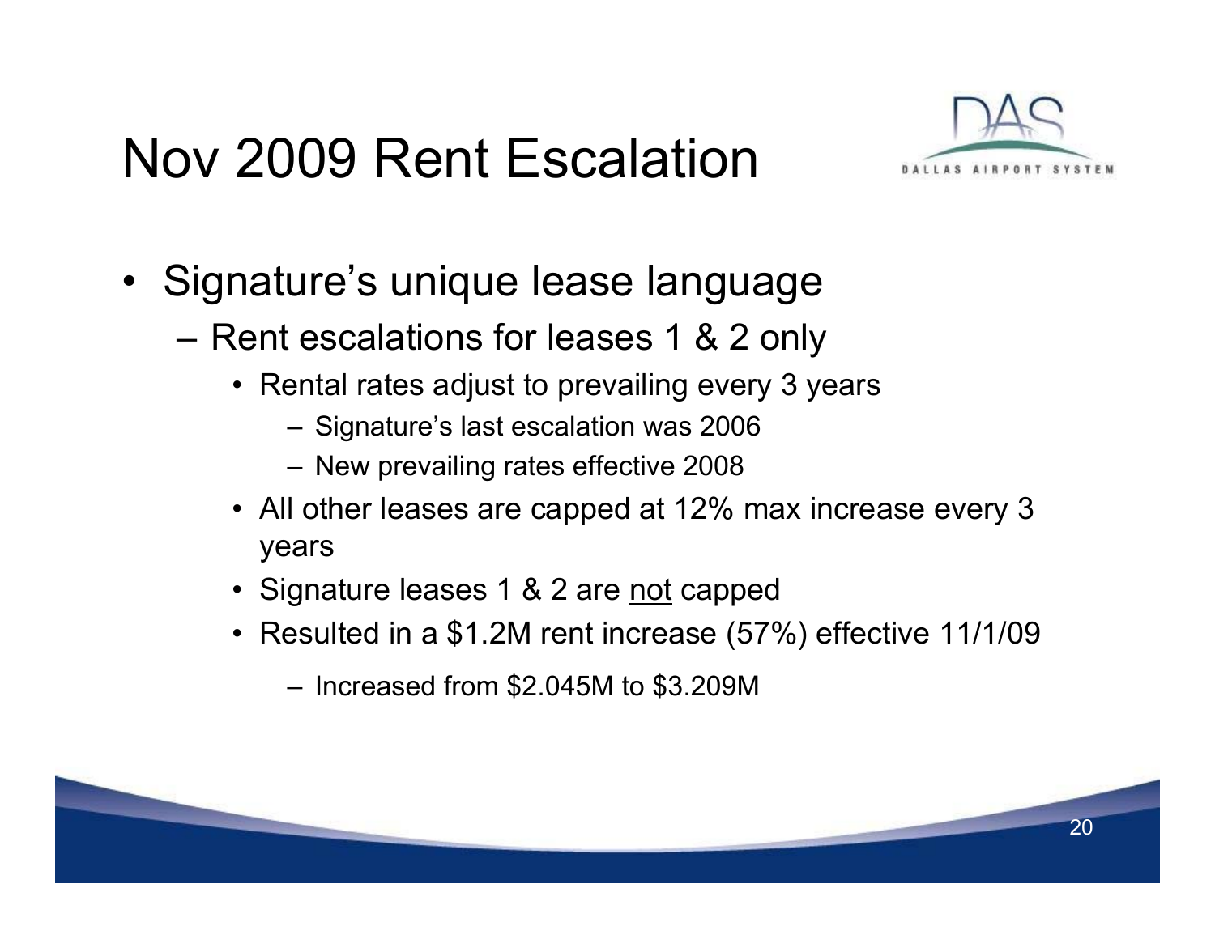# Nov 2009 Rent Escalation

- Signature's unique lease language
  - Rent escalations for leases 1 & 2 only
    - Rental rates adjust to prevailing every 3 years
      - Signature's last escalation was 2006
      - New prevailing rates effective 2008
    - All other leases are capped at 12% max increase every 3 years
    - Signature leases 1 & 2 are <u>not</u> capped
    - Resulted in a $1.2M rent increase (57%) effective 11/1/09
      - Increased from $2.045M to $3.209M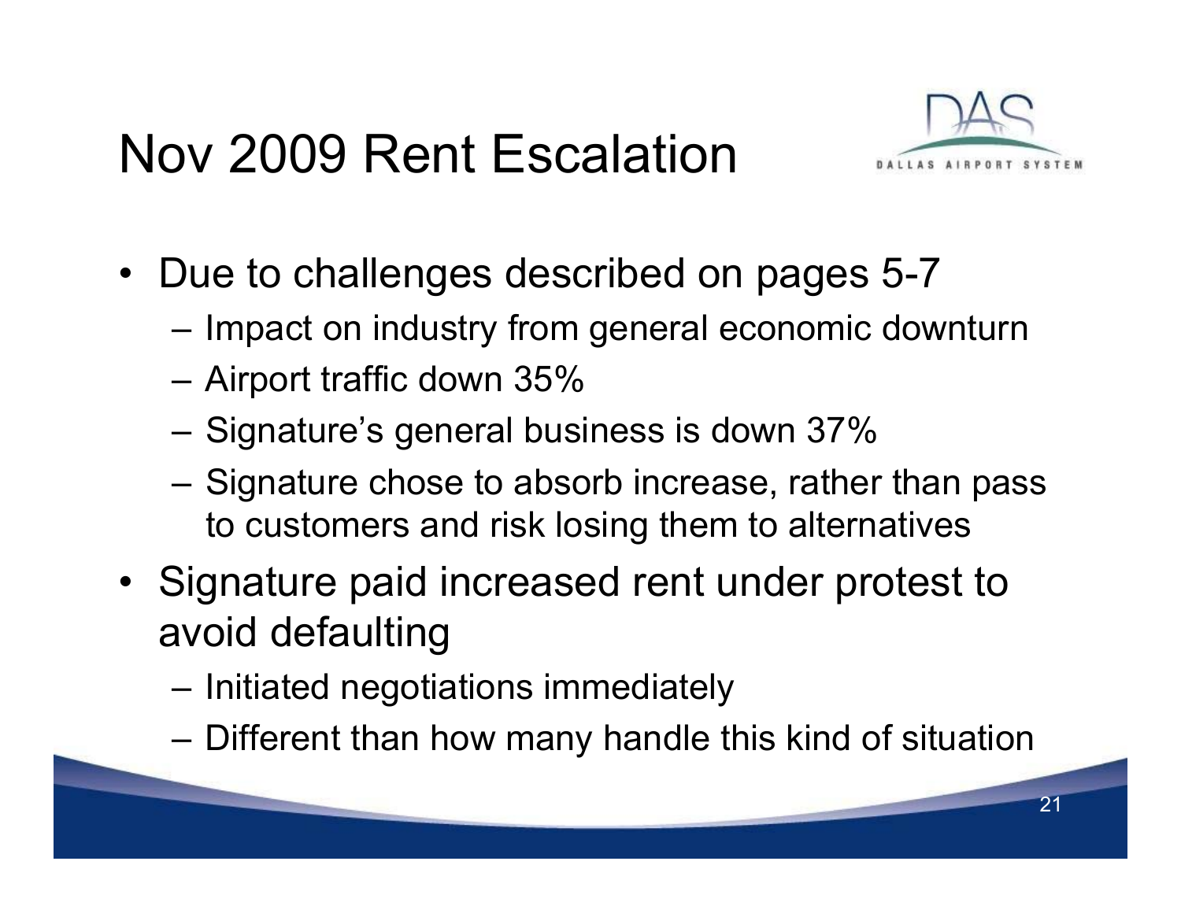# Nov 2009 Rent Escalation

- Due to challenges described on pages 5-7
  - Impact on industry from general economic downturn
  - Airport traffic down 35%
  - Signature's general business is down 37%
  - Signature chose to absorb increase, rather than pass to customers and risk losing them to alternatives
- Signature paid increased rent under protest to avoid defaulting
  - Initiated negotiations immediately
  - Different than how many handle this kind of situation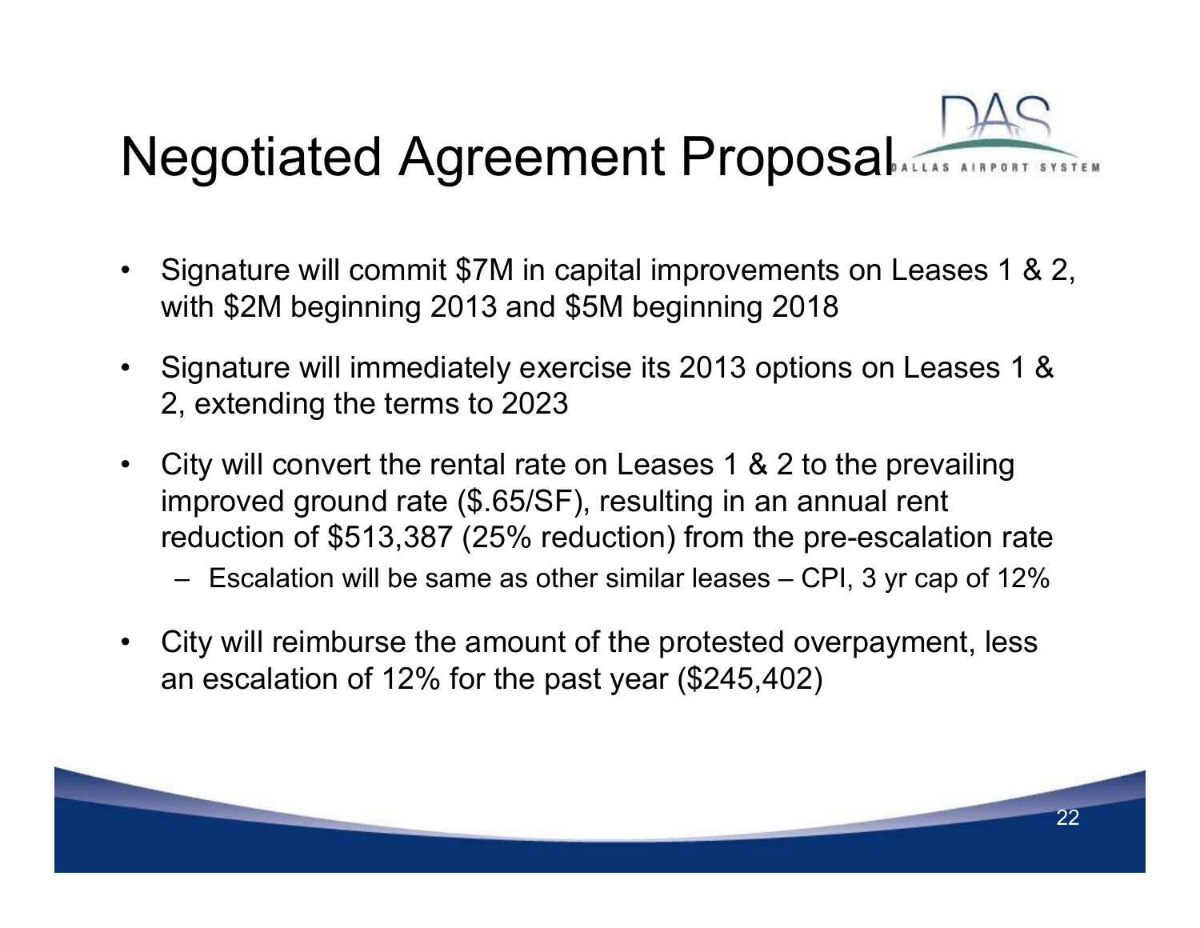# Negotiated Agreement Proposal

- Signature will commit $7M in capital improvements on Leases 1 & 2, with $2M beginning 2013 and $5M beginning 2018
- Signature will immediately exercise its 2013 options on Leases 1 & 2, extending the terms to 2023
- City will convert the rental rate on Leases 1 & 2 to the prevailing improved ground rate ($.65/SF), resulting in an annual rent reduction of $513,387 (25% reduction) from the pre-escalation rate
  - Escalation will be same as other similar leases – CPI, 3 yr cap of 12%
- City will reimburse the amount of the protested overpayment, less an escalation of 12% for the past year ($245,402)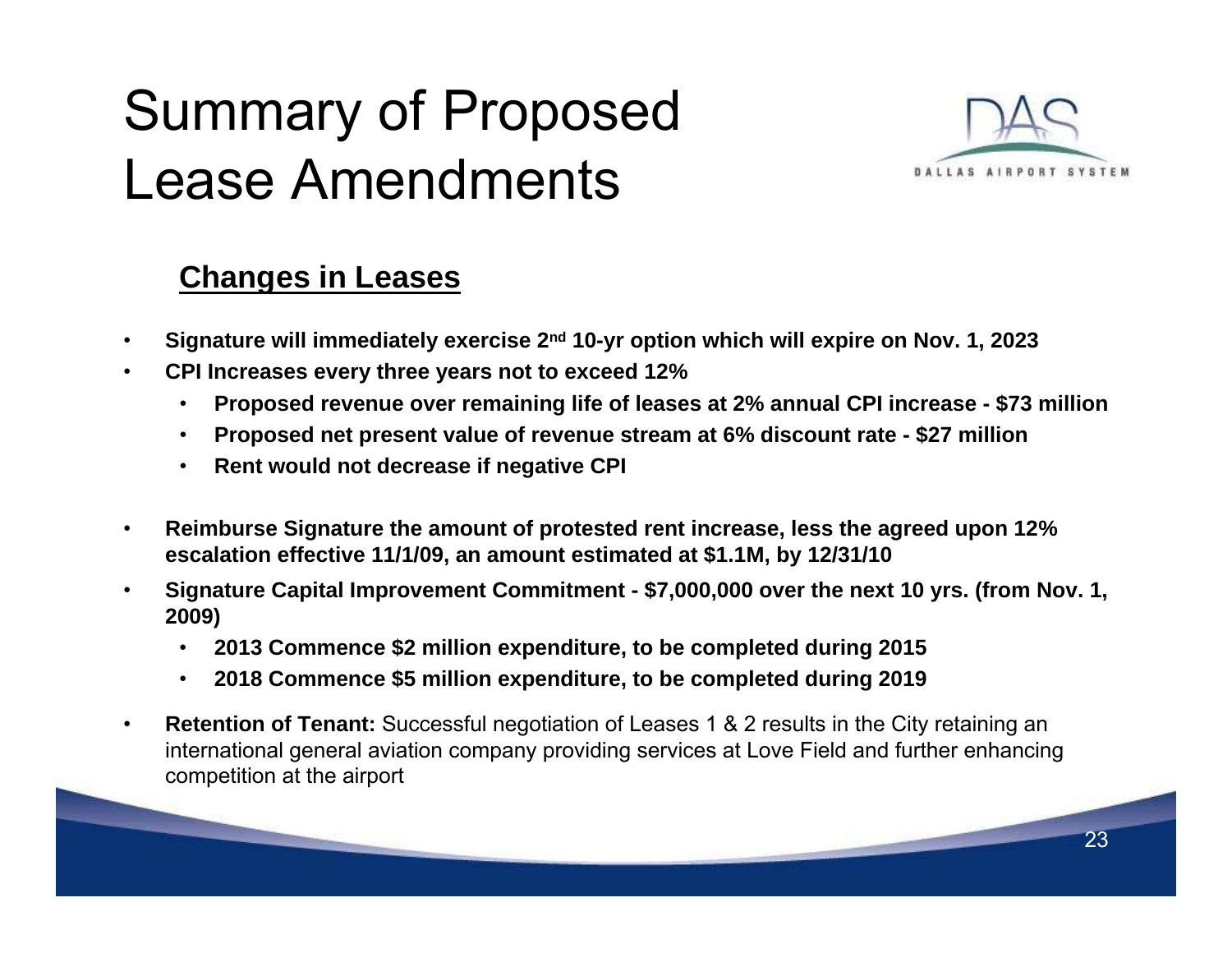# Summary of Proposed Lease Amendments

DALLAS AIRPORT SYSTEM

## Changes in Leases

- **Signature will immediately exercise 2nd 10-yr option which will expire on Nov. 1, 2023**
- **CPI Increases every three years not to exceed 12%**
  - **Proposed revenue over remaining life of leases at 2% annual CPI increase - $73 million**
  - **Proposed net present value of revenue stream at 6% discount rate - $27 million**
  - **Rent would not decrease if negative CPI**
- **Reimburse Signature the amount of protested rent increase, less the agreed upon 12% escalation effective 11/1/09, an amount estimated at $1.1M, by 12/31/10**
- **Signature Capital Improvement Commitment - $7,000,000 over the next 10 yrs. (from Nov. 1, 2009)**
  - **2013 Commence $2 million expenditure, to be completed during 2015**
  - **2018 Commence $5 million expenditure, to be completed during 2019**
- **Retention of Tenant:** Successful negotiation of Leases 1 & 2 results in the City retaining an international general aviation company providing services at Love Field and further enhancing competition at the airport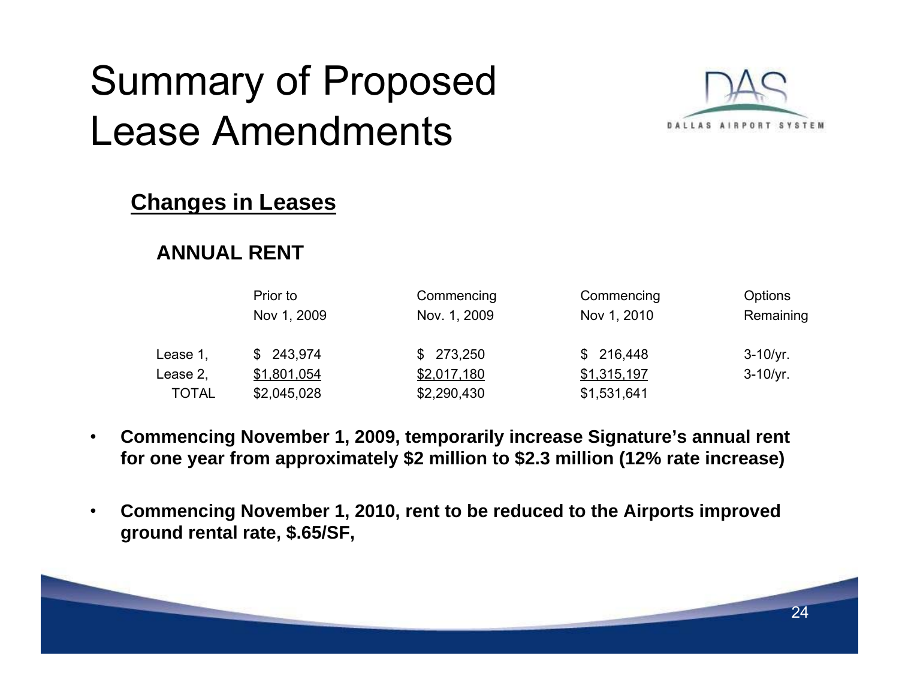# Summary of Proposed Lease Amendments

DALLAS AIRPORT SYSTEM

## Changes in Leases

### ANNUAL RENT

| | Prior to Nov 1, 2009 | Commencing Nov. 1, 2009 | Commencing Nov 1, 2010 | Options Remaining |
|---|---|---|---|---|
| Lease 1, | $ 243,974 | $ 273,250 | $ 216,448 | 3-10/yr. |
| Lease 2, | $1,801,054 | $2,017,180 | $1,315,197 | 3-10/yr. |
| TOTAL | $2,045,028 | $2,290,430 | $1,531,641 | |

- **Commencing November 1, 2009, temporarily increase Signature's annual rent for one year from approximately $2 million to $2.3 million (12% rate increase)**

- **Commencing November 1, 2010, rent to be reduced to the Airports improved ground rental rate, $.65/SF,**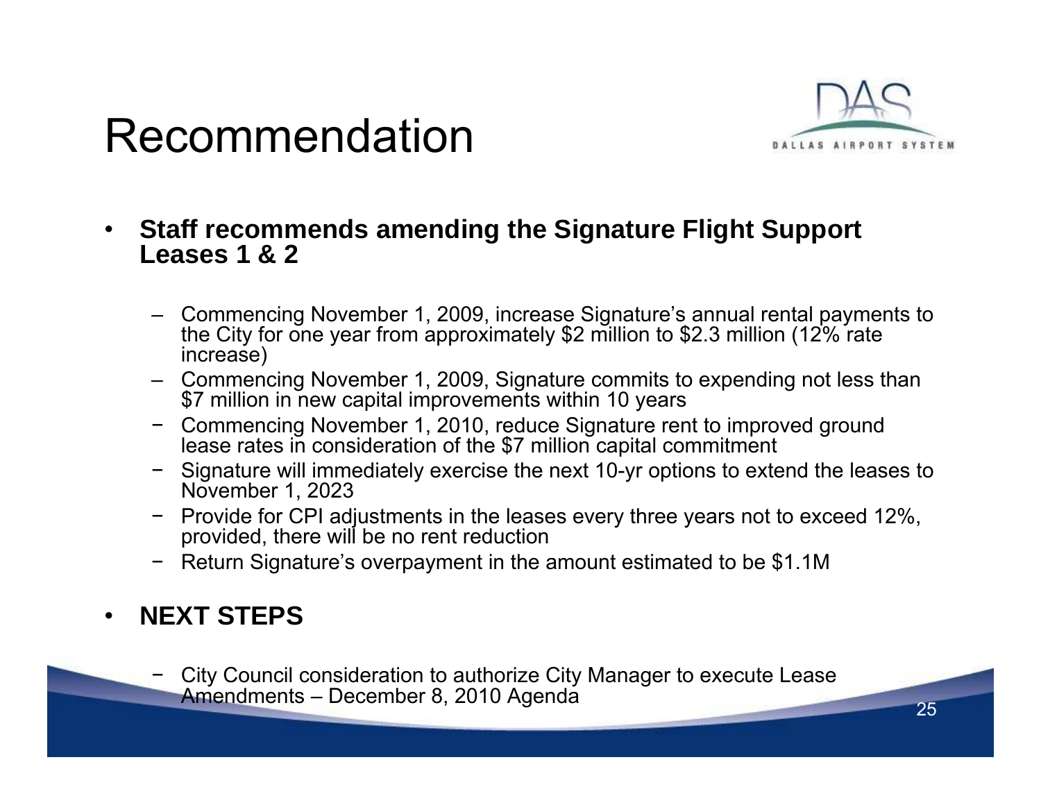# Recommendation

- **Staff recommends amending the Signature Flight Support Leases 1 & 2**
  - Commencing November 1, 2009, increase Signature's annual rental payments to the City for one year from approximately $2 million to $2.3 million (12% rate increase)
  - Commencing November 1, 2009, Signature commits to expending not less than $7 million in new capital improvements within 10 years
  - Commencing November 1, 2010, reduce Signature rent to improved ground lease rates in consideration of the $7 million capital commitment
  - Signature will immediately exercise the next 10-yr options to extend the leases to November 1, 2023
  - Provide for CPI adjustments in the leases every three years not to exceed 12%, provided, there will be no rent reduction
  - Return Signature's overpayment in the amount estimated to be $1.1M

- **NEXT STEPS**
  - City Council consideration to authorize City Manager to execute Lease Amendments – December 8, 2010 Agenda